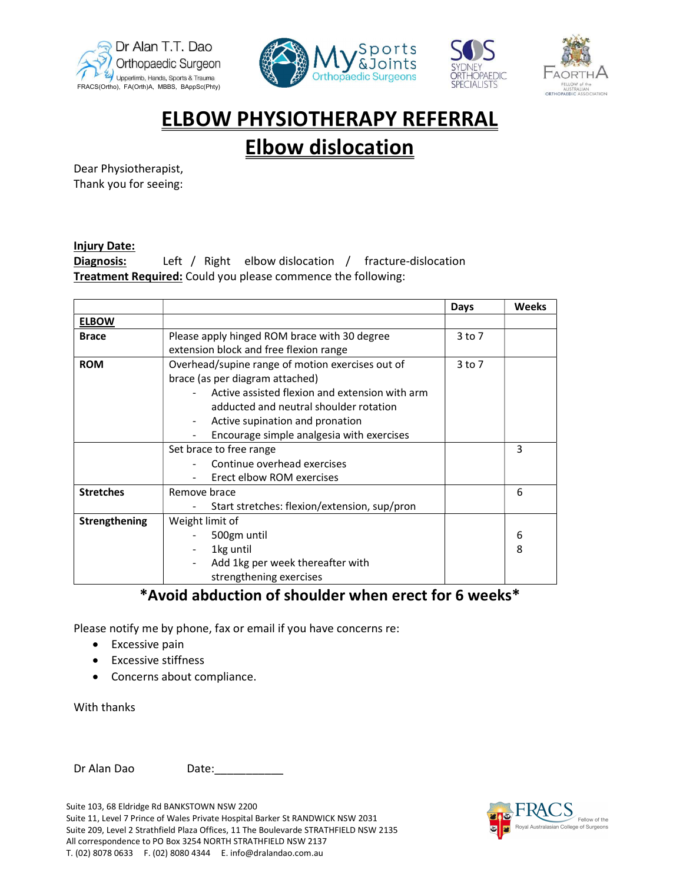Dr Alan T.T. Dao
Orthopaedic Surgeon
Upperlimb, Hands, Sports & Trauma
FRACS(Ortho), FA(Orth)A, MBBS, BAppSc(Phty)

# ELBOW PHYSIOTHERAPY REFERRAL

## Elbow dislocation

Dear Physiotherapist,
Thank you for seeing:

**Injury Date:**
**Diagnosis:** Left / Right elbow dislocation / fracture-dislocation
**Treatment Required:** Could you please commence the following:

| | | Days | Weeks |
|---|---|---|---|
| **ELBOW** | | | |
| **Brace** | Please apply hinged ROM brace with 30 degree extension block and free flexion range | 3 to 7 | |
| **ROM** | Overhead/supine range of motion exercises out of brace (as per diagram attached)<br>- Active assisted flexion and extension with arm adducted and neutral shoulder rotation<br>- Active supination and pronation<br>- Encourage simple analgesia with exercises | 3 to 7 | |
| | Set brace to free range<br>- Continue overhead exercises<br>- Erect elbow ROM exercises | | 3 |
| **Stretches** | Remove brace<br>- Start stretches: flexion/extension, sup/pron | | 6 |
| **Strengthening** | Weight limit of<br>- 500gm until<br>- 1kg until<br>- Add 1kg per week thereafter with strengthening exercises | | <br>6<br>8 |

**\*Avoid abduction of shoulder when erect for 6 weeks\***

Please notify me by phone, fax or email if you have concerns re:

- Excessive pain
- Excessive stiffness
- Concerns about compliance.

With thanks

Dr Alan Dao Date:___________

Suite 103, 68 Eldridge Rd BANKSTOWN NSW 2200
Suite 11, Level 7 Prince of Wales Private Hospital Barker St RANDWICK NSW 2031
Suite 209, Level 2 Strathfield Plaza Offices, 11 The Boulevarde STRATHFIELD NSW 2135
All correspondence to PO Box 3254 NORTH STRATHFIELD NSW 2137
T. (02) 8078 0633 F. (02) 8080 4344 E. info@dralandao.com.au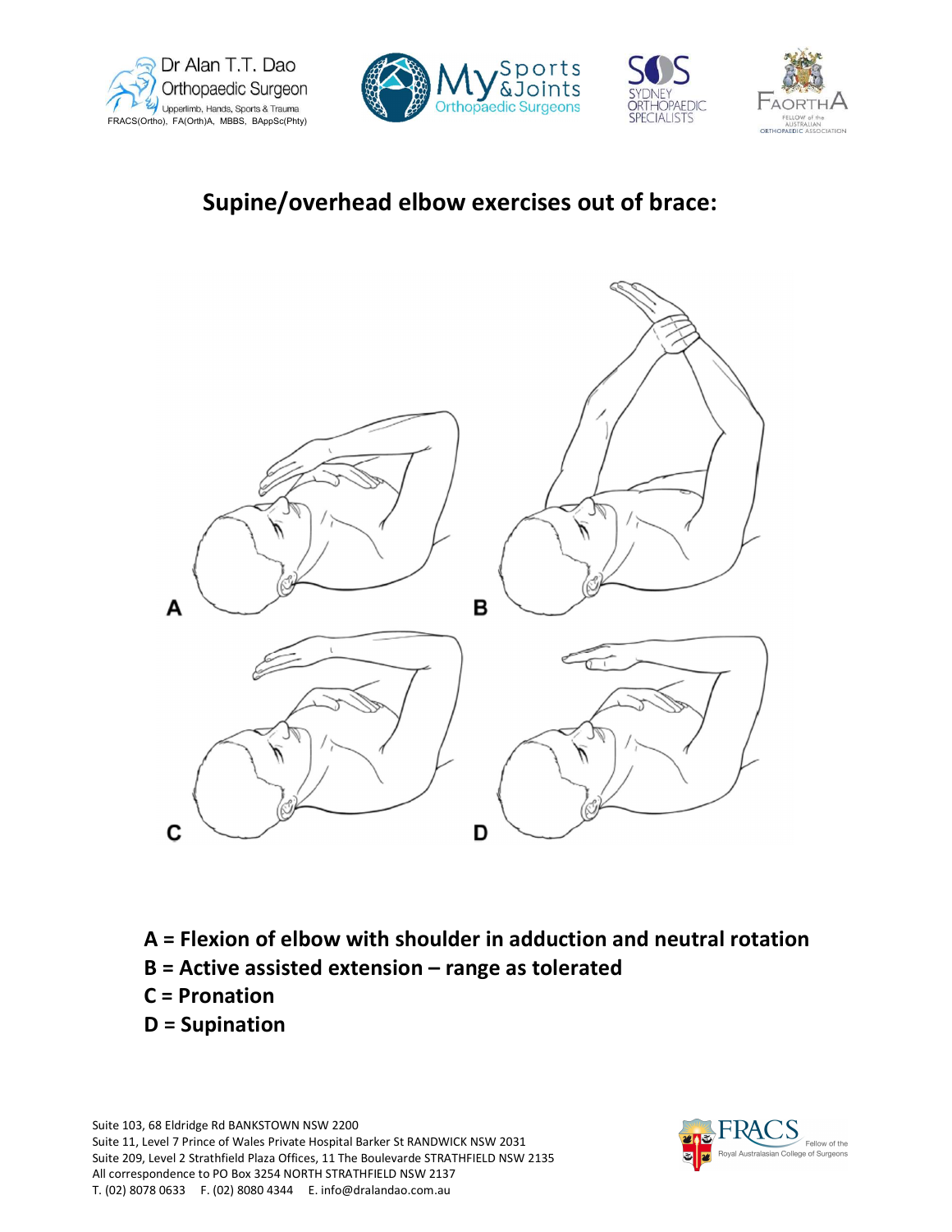## Supine/overhead elbow exercises out of brace:

A

B

C

D

**A = Flexion of elbow with shoulder in adduction and neutral rotation**
**B = Active assisted extension – range as tolerated**
**C = Pronation**
**D = Supination**